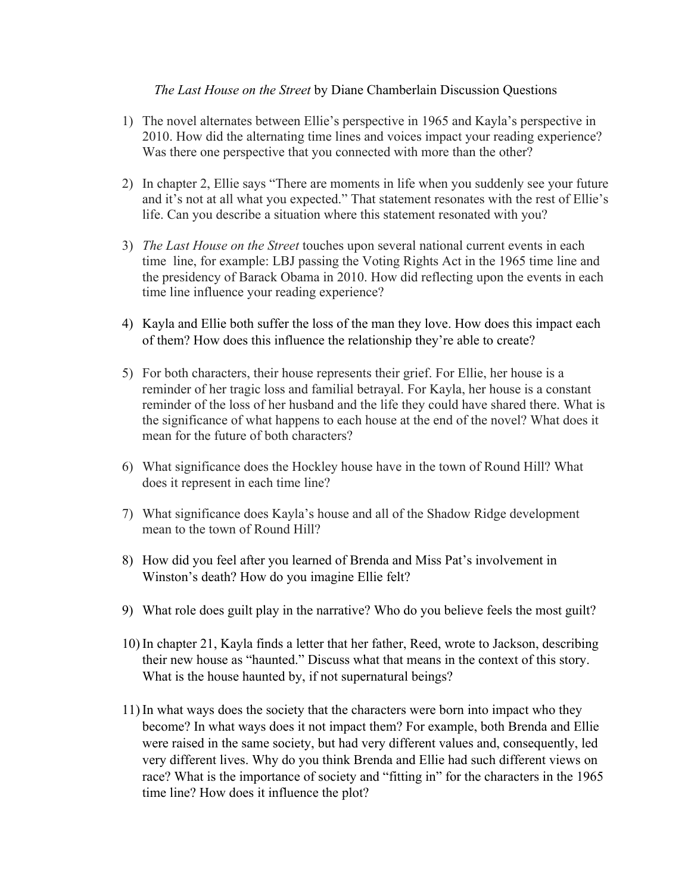*The Last House on the Street* by Diane Chamberlain Discussion Questions

1) The novel alternates between Ellie's perspective in 1965 and Kayla's perspective in 2010. How did the alternating time lines and voices impact your reading experience? Was there one perspective that you connected with more than the other?

2) In chapter 2, Ellie says "There are moments in life when you suddenly see your future and it's not at all what you expected." That statement resonates with the rest of Ellie's life. Can you describe a situation where this statement resonated with you?

3) *The Last House on the Street* touches upon several national current events in each time line, for example: LBJ passing the Voting Rights Act in the 1965 time line and the presidency of Barack Obama in 2010. How did reflecting upon the events in each time line influence your reading experience?

4) Kayla and Ellie both suffer the loss of the man they love. How does this impact each of them? How does this influence the relationship they're able to create?

5) For both characters, their house represents their grief. For Ellie, her house is a reminder of her tragic loss and familial betrayal. For Kayla, her house is a constant reminder of the loss of her husband and the life they could have shared there. What is the significance of what happens to each house at the end of the novel? What does it mean for the future of both characters?

6) What significance does the Hockley house have in the town of Round Hill? What does it represent in each time line?

7) What significance does Kayla's house and all of the Shadow Ridge development mean to the town of Round Hill?

8) How did you feel after you learned of Brenda and Miss Pat's involvement in Winston's death? How do you imagine Ellie felt?

9) What role does guilt play in the narrative? Who do you believe feels the most guilt?

10) In chapter 21, Kayla finds a letter that her father, Reed, wrote to Jackson, describing their new house as "haunted." Discuss what that means in the context of this story. What is the house haunted by, if not supernatural beings?

11) In what ways does the society that the characters were born into impact who they become? In what ways does it not impact them? For example, both Brenda and Ellie were raised in the same society, but had very different values and, consequently, led very different lives. Why do you think Brenda and Ellie had such different views on race? What is the importance of society and "fitting in" for the characters in the 1965 time line? How does it influence the plot?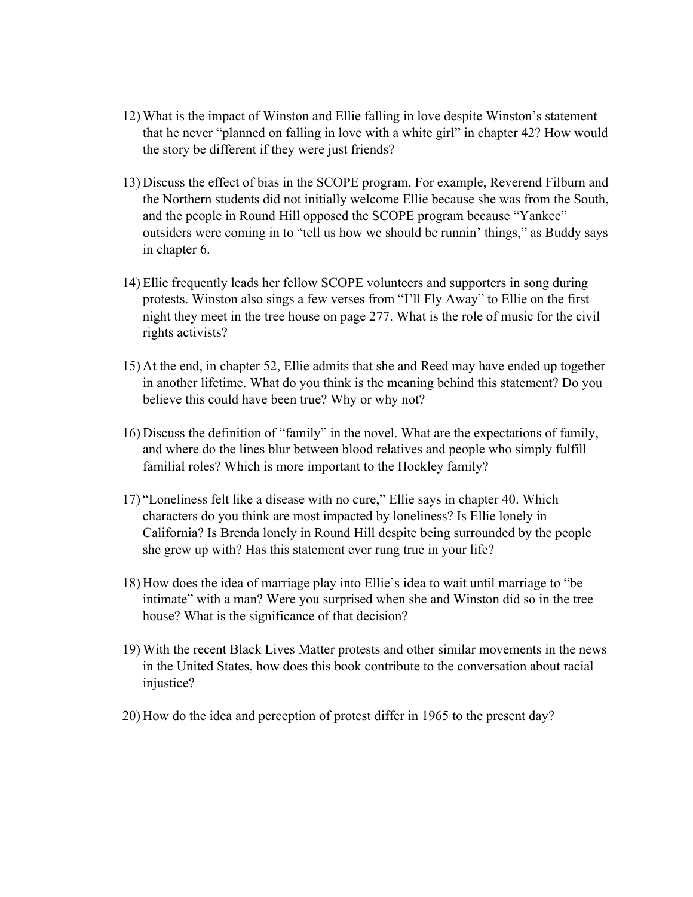12) What is the impact of Winston and Ellie falling in love despite Winston's statement that he never "planned on falling in love with a white girl" in chapter 42? How would the story be different if they were just friends?

13) Discuss the effect of bias in the SCOPE program. For example, Reverend Filburn and the Northern students did not initially welcome Ellie because she was from the South, and the people in Round Hill opposed the SCOPE program because "Yankee" outsiders were coming in to "tell us how we should be runnin' things," as Buddy says in chapter 6.

14) Ellie frequently leads her fellow SCOPE volunteers and supporters in song during protests. Winston also sings a few verses from "I'll Fly Away" to Ellie on the first night they meet in the tree house on page 277. What is the role of music for the civil rights activists?

15) At the end, in chapter 52, Ellie admits that she and Reed may have ended up together in another lifetime. What do you think is the meaning behind this statement? Do you believe this could have been true? Why or why not?

16) Discuss the definition of "family" in the novel. What are the expectations of family, and where do the lines blur between blood relatives and people who simply fulfill familial roles? Which is more important to the Hockley family?

17) "Loneliness felt like a disease with no cure," Ellie says in chapter 40. Which characters do you think are most impacted by loneliness? Is Ellie lonely in California? Is Brenda lonely in Round Hill despite being surrounded by the people she grew up with? Has this statement ever rung true in your life?

18) How does the idea of marriage play into Ellie's idea to wait until marriage to "be intimate" with a man? Were you surprised when she and Winston did so in the tree house? What is the significance of that decision?

19) With the recent Black Lives Matter protests and other similar movements in the news in the United States, how does this book contribute to the conversation about racial injustice?

20) How do the idea and perception of protest differ in 1965 to the present day?